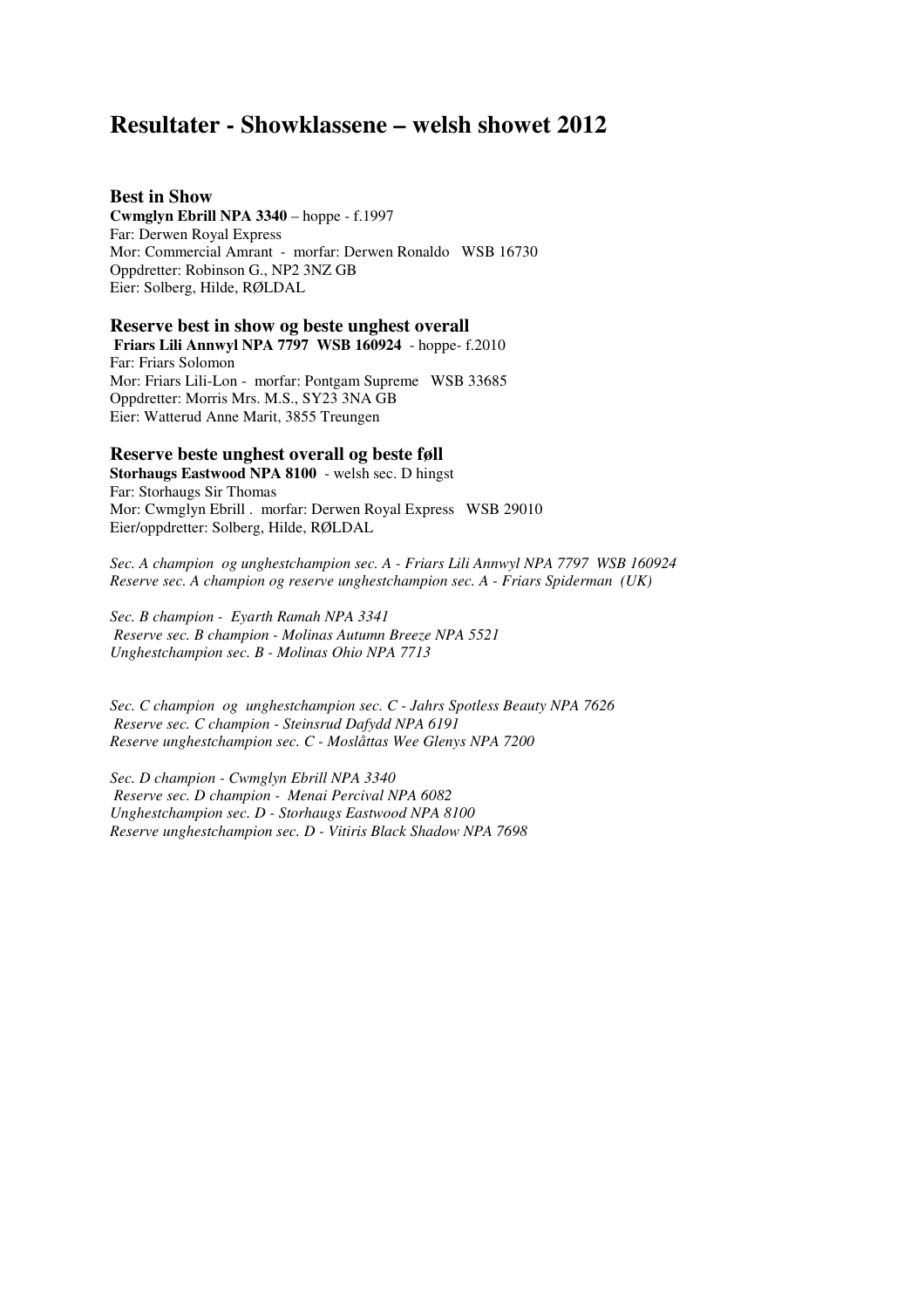# Resultater - Showklassene – welsh showet 2012

## Best in Show

**Cwmglyn Ebrill NPA 3340** – hoppe - f.1997
Far: Derwen Royal Express
Mor: Commercial Amrant - morfar: Derwen Ronaldo WSB 16730
Oppdretter: Robinson G., NP2 3NZ GB
Eier: Solberg, Hilde, RØLDAL

## Reserve best in show og beste unghest overall

**Friars Lili Annwyl NPA 7797 WSB 160924** - hoppe- f.2010
Far: Friars Solomon
Mor: Friars Lili-Lon - morfar: Pontgam Supreme WSB 33685
Oppdretter: Morris Mrs. M.S., SY23 3NA GB
Eier: Watterud Anne Marit, 3855 Treungen

## Reserve beste unghest overall og beste føll

**Storhaugs Eastwood NPA 8100** - welsh sec. D hingst
Far: Storhaugs Sir Thomas
Mor: Cwmglyn Ebrill . morfar: Derwen Royal Express WSB 29010
Eier/oppdretter: Solberg, Hilde, RØLDAL

*Sec. A champion og unghestchampion sec. A - Friars Lili Annwyl NPA 7797 WSB 160924*
*Reserve sec. A champion og reserve unghestchampion sec. A - Friars Spiderman (UK)*

*Sec. B champion - Eyarth Ramah NPA 3341*
*Reserve sec. B champion - Molinas Autumn Breeze NPA 5521*
*Unghestchampion sec. B - Molinas Ohio NPA 7713*

*Sec. C champion og unghestchampion sec. C - Jahrs Spotless Beauty NPA 7626*
*Reserve sec. C champion - Steinsrud Dafydd NPA 6191*
*Reserve unghestchampion sec. C - Moslåttas Wee Glenys NPA 7200*

*Sec. D champion - Cwmglyn Ebrill NPA 3340*
*Reserve sec. D champion - Menai Percival NPA 6082*
*Unghestchampion sec. D - Storhaugs Eastwood NPA 8100*
*Reserve unghestchampion sec. D - Vitiris Black Shadow NPA 7698*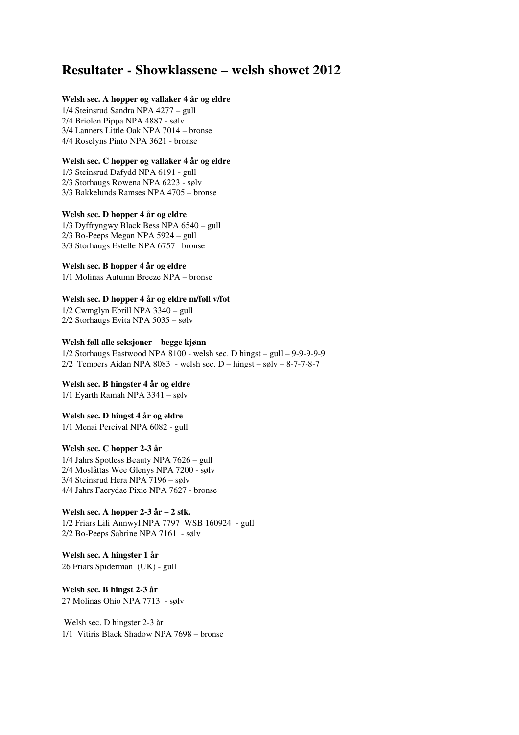# Resultater - Showklassene – welsh showet 2012

**Welsh sec. A hopper og vallaker 4 år og eldre**

1/4 Steinsrud Sandra NPA 4277 – gull
2/4 Briolen Pippa NPA 4887 - sølv
3/4 Lanners Little Oak NPA 7014 – bronse
4/4 Roselyns Pinto NPA 3621 - bronse

**Welsh sec. C hopper og vallaker 4 år og eldre**

1/3 Steinsrud Dafydd NPA 6191 - gull
2/3 Storhaugs Rowena NPA 6223 - sølv
3/3 Bakkelunds Ramses NPA 4705 – bronse

**Welsh sec. D hopper 4 år og eldre**

1/3 Dyffryngwy Black Bess NPA 6540 – gull
2/3 Bo-Peeps Megan NPA 5924 – gull
3/3 Storhaugs Estelle NPA 6757 bronse

**Welsh sec. B hopper 4 år og eldre**

1/1 Molinas Autumn Breeze NPA – bronse

**Welsh sec. D hopper 4 år og eldre m/føll v/fot**

1/2 Cwmglyn Ebrill NPA 3340 – gull
2/2 Storhaugs Evita NPA 5035 – sølv

**Welsh føll alle seksjoner – begge kjønn**

1/2 Storhaugs Eastwood NPA 8100 - welsh sec. D hingst – gull – 9-9-9-9-9
2/2 Tempers Aidan NPA 8083 - welsh sec. D – hingst – sølv – 8-7-7-8-7

**Welsh sec. B hingster 4 år og eldre**

1/1 Eyarth Ramah NPA 3341 – sølv

**Welsh sec. D hingst 4 år og eldre**

1/1 Menai Percival NPA 6082 - gull

**Welsh sec. C hopper 2-3 år**

1/4 Jahrs Spotless Beauty NPA 7626 – gull
2/4 Moslåttas Wee Glenys NPA 7200 - sølv
3/4 Steinsrud Hera NPA 7196 – sølv
4/4 Jahrs Faerydae Pixie NPA 7627 - bronse

**Welsh sec. A hopper 2-3 år – 2 stk.**

1/2 Friars Lili Annwyl NPA 7797 WSB 160924 - gull
2/2 Bo-Peeps Sabrine NPA 7161 - sølv

**Welsh sec. A hingster 1 år**

26 Friars Spiderman (UK) - gull

**Welsh sec. B hingst 2-3 år**

27 Molinas Ohio NPA 7713 - sølv

Welsh sec. D hingster 2-3 år

1/1 Vitiris Black Shadow NPA 7698 – bronse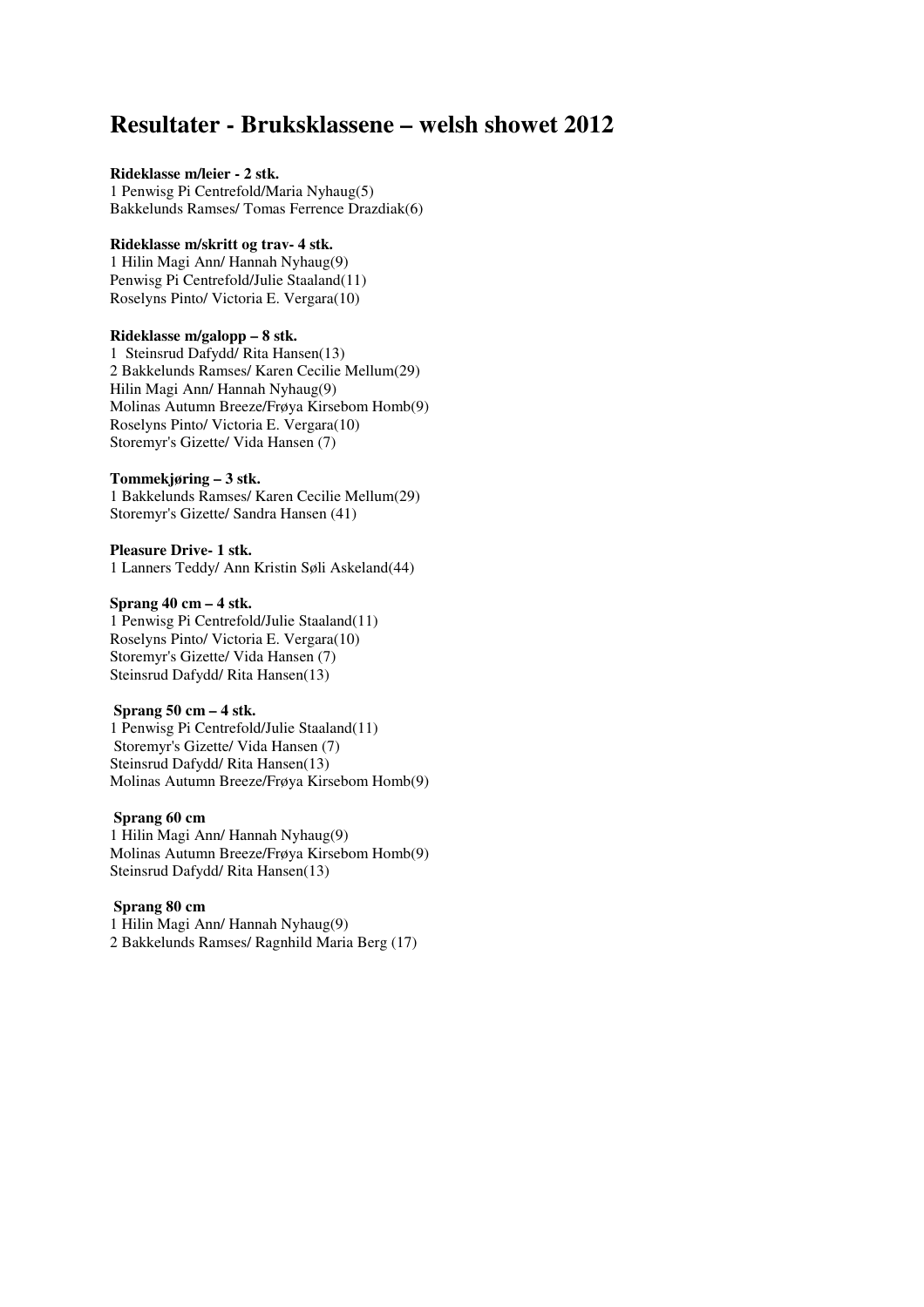# Resultater - Bruksklassene – welsh showet 2012

**Rideklasse m/leier - 2 stk.**
1 Penwisg Pi Centrefold/Maria Nyhaug(5)
Bakkelunds Ramses/ Tomas Ferrence Drazdiak(6)

**Rideklasse m/skritt og trav- 4 stk.**
1 Hilin Magi Ann/ Hannah Nyhaug(9)
Penwisg Pi Centrefold/Julie Staaland(11)
Roselyns Pinto/ Victoria E. Vergara(10)

**Rideklasse m/galopp – 8 stk.**
1 Steinsrud Dafydd/ Rita Hansen(13)
2 Bakkelunds Ramses/ Karen Cecilie Mellum(29)
Hilin Magi Ann/ Hannah Nyhaug(9)
Molinas Autumn Breeze/Frøya Kirsebom Homb(9)
Roselyns Pinto/ Victoria E. Vergara(10)
Storemyr's Gizette/ Vida Hansen (7)

**Tommekjøring – 3 stk.**
1 Bakkelunds Ramses/ Karen Cecilie Mellum(29)
Storemyr's Gizette/ Sandra Hansen (41)

**Pleasure Drive- 1 stk.**
1 Lanners Teddy/ Ann Kristin Søli Askeland(44)

**Sprang 40 cm – 4 stk.**
1 Penwisg Pi Centrefold/Julie Staaland(11)
Roselyns Pinto/ Victoria E. Vergara(10)
Storemyr's Gizette/ Vida Hansen (7)
Steinsrud Dafydd/ Rita Hansen(13)

**Sprang 50 cm – 4 stk.**
1 Penwisg Pi Centrefold/Julie Staaland(11)
Storemyr's Gizette/ Vida Hansen (7)
Steinsrud Dafydd/ Rita Hansen(13)
Molinas Autumn Breeze/Frøya Kirsebom Homb(9)

**Sprang 60 cm**
1 Hilin Magi Ann/ Hannah Nyhaug(9)
Molinas Autumn Breeze/Frøya Kirsebom Homb(9)
Steinsrud Dafydd/ Rita Hansen(13)

**Sprang 80 cm**
1 Hilin Magi Ann/ Hannah Nyhaug(9)
2 Bakkelunds Ramses/ Ragnhild Maria Berg (17)